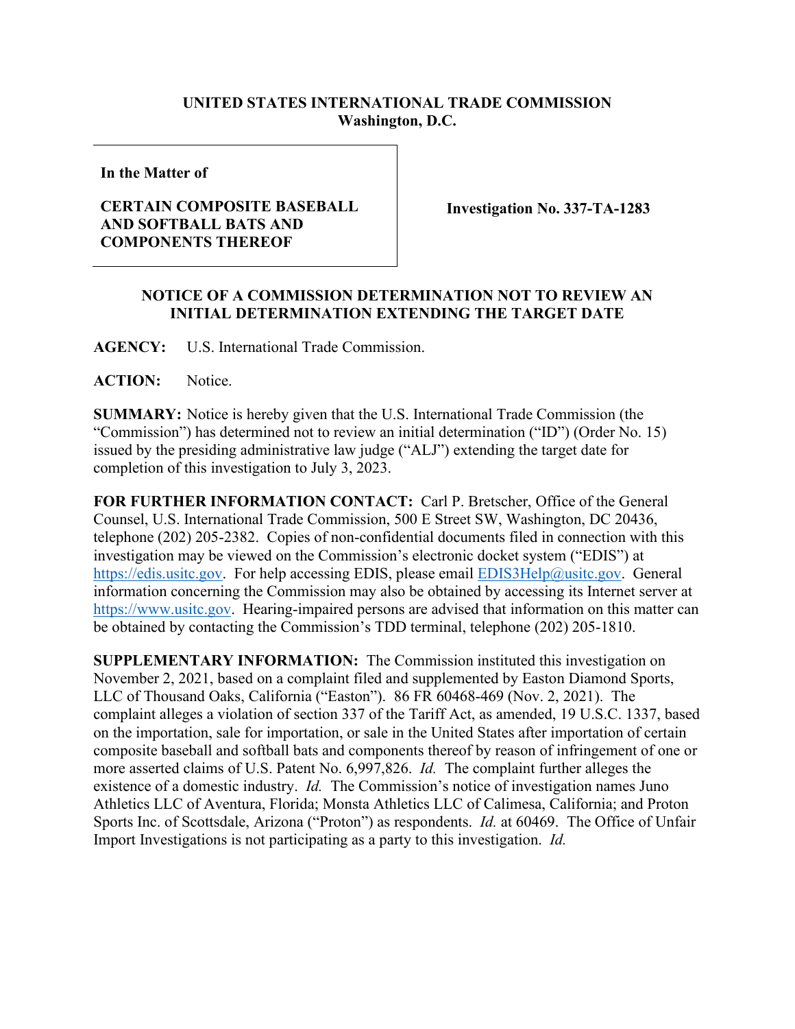**UNITED STATES INTERNATIONAL TRADE COMMISSION**
**Washington, D.C.**

| In the Matter of | |
|---|---|
| **CERTAIN COMPOSITE BASEBALL AND SOFTBALL BATS AND COMPONENTS THEREOF** | **Investigation No. 337-TA-1283** |

## NOTICE OF A COMMISSION DETERMINATION NOT TO REVIEW AN INITIAL DETERMINATION EXTENDING THE TARGET DATE

**AGENCY:** U.S. International Trade Commission.

**ACTION:** Notice.

**SUMMARY:** Notice is hereby given that the U.S. International Trade Commission (the "Commission") has determined not to review an initial determination ("ID") (Order No. 15) issued by the presiding administrative law judge ("ALJ") extending the target date for completion of this investigation to July 3, 2023.

**FOR FURTHER INFORMATION CONTACT:** Carl P. Bretscher, Office of the General Counsel, U.S. International Trade Commission, 500 E Street SW, Washington, DC 20436, telephone (202) 205-2382. Copies of non-confidential documents filed in connection with this investigation may be viewed on the Commission's electronic docket system ("EDIS") at https://edis.usitc.gov. For help accessing EDIS, please email EDIS3Help@usitc.gov. General information concerning the Commission may also be obtained by accessing its Internet server at https://www.usitc.gov. Hearing-impaired persons are advised that information on this matter can be obtained by contacting the Commission's TDD terminal, telephone (202) 205-1810.

**SUPPLEMENTARY INFORMATION:** The Commission instituted this investigation on November 2, 2021, based on a complaint filed and supplemented by Easton Diamond Sports, LLC of Thousand Oaks, California ("Easton"). 86 FR 60468-469 (Nov. 2, 2021). The complaint alleges a violation of section 337 of the Tariff Act, as amended, 19 U.S.C. 1337, based on the importation, sale for importation, or sale in the United States after importation of certain composite baseball and softball bats and components thereof by reason of infringement of one or more asserted claims of U.S. Patent No. 6,997,826. *Id.* The complaint further alleges the existence of a domestic industry. *Id.* The Commission's notice of investigation names Juno Athletics LLC of Aventura, Florida; Monsta Athletics LLC of Calimesa, California; and Proton Sports Inc. of Scottsdale, Arizona ("Proton") as respondents. *Id.* at 60469. The Office of Unfair Import Investigations is not participating as a party to this investigation. *Id.*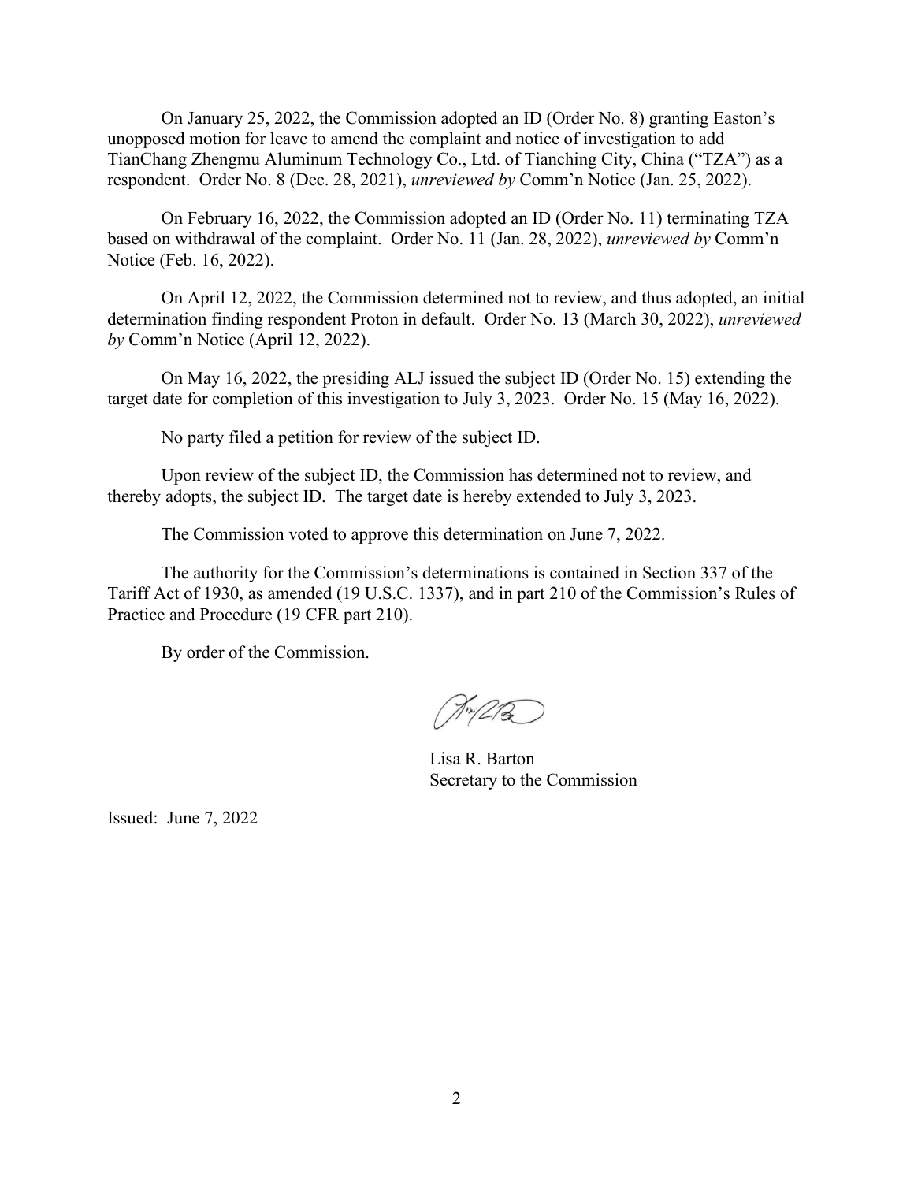On January 25, 2022, the Commission adopted an ID (Order No. 8) granting Easton's unopposed motion for leave to amend the complaint and notice of investigation to add TianChang Zhengmu Aluminum Technology Co., Ltd. of Tianching City, China ("TZA") as a respondent. Order No. 8 (Dec. 28, 2021), *unreviewed by* Comm'n Notice (Jan. 25, 2022).

On February 16, 2022, the Commission adopted an ID (Order No. 11) terminating TZA based on withdrawal of the complaint. Order No. 11 (Jan. 28, 2022), *unreviewed by* Comm'n Notice (Feb. 16, 2022).

On April 12, 2022, the Commission determined not to review, and thus adopted, an initial determination finding respondent Proton in default. Order No. 13 (March 30, 2022), *unreviewed by* Comm'n Notice (April 12, 2022).

On May 16, 2022, the presiding ALJ issued the subject ID (Order No. 15) extending the target date for completion of this investigation to July 3, 2023. Order No. 15 (May 16, 2022).

No party filed a petition for review of the subject ID.

Upon review of the subject ID, the Commission has determined not to review, and thereby adopts, the subject ID. The target date is hereby extended to July 3, 2023.

The Commission voted to approve this determination on June 7, 2022.

The authority for the Commission's determinations is contained in Section 337 of the Tariff Act of 1930, as amended (19 U.S.C. 1337), and in part 210 of the Commission's Rules of Practice and Procedure (19 CFR part 210).

By order of the Commission.

Lisa R. Barton
Secretary to the Commission

Issued: June 7, 2022